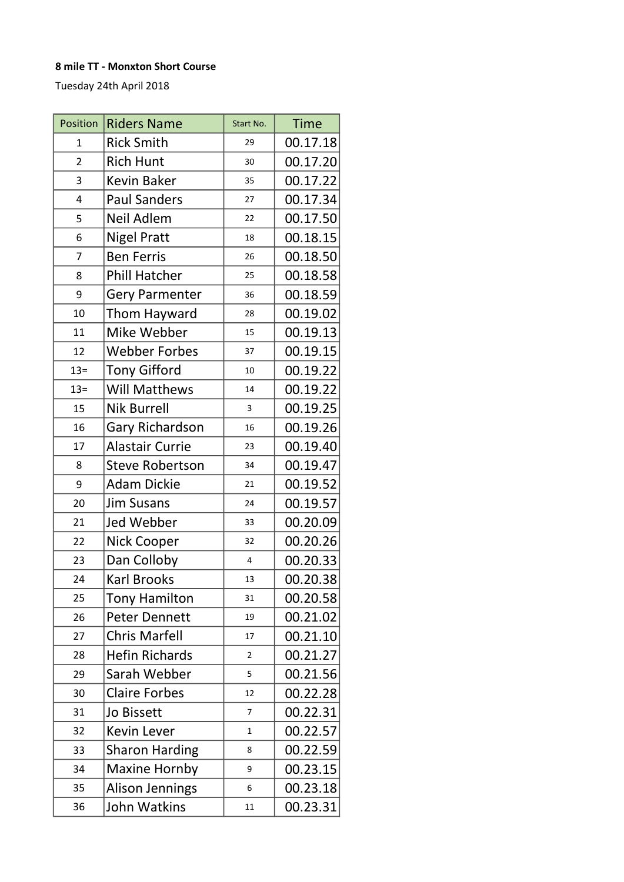**8 mile TT - Monxton Short Course**

Tuesday 24th April 2018

| Position | Riders Name | Start No. | Time |
|---|---|---|---|
| 1 | Rick Smith | 29 | 00.17.18 |
| 2 | Rich Hunt | 30 | 00.17.20 |
| 3 | Kevin Baker | 35 | 00.17.22 |
| 4 | Paul Sanders | 27 | 00.17.34 |
| 5 | Neil Adlem | 22 | 00.17.50 |
| 6 | Nigel Pratt | 18 | 00.18.15 |
| 7 | Ben Ferris | 26 | 00.18.50 |
| 8 | Phill Hatcher | 25 | 00.18.58 |
| 9 | Gery Parmenter | 36 | 00.18.59 |
| 10 | Thom Hayward | 28 | 00.19.02 |
| 11 | Mike Webber | 15 | 00.19.13 |
| 12 | Webber Forbes | 37 | 00.19.15 |
| 13= | Tony Gifford | 10 | 00.19.22 |
| 13= | Will Matthews | 14 | 00.19.22 |
| 15 | Nik Burrell | 3 | 00.19.25 |
| 16 | Gary Richardson | 16 | 00.19.26 |
| 17 | Alastair Currie | 23 | 00.19.40 |
| 8 | Steve Robertson | 34 | 00.19.47 |
| 9 | Adam Dickie | 21 | 00.19.52 |
| 20 | Jim Susans | 24 | 00.19.57 |
| 21 | Jed Webber | 33 | 00.20.09 |
| 22 | Nick Cooper | 32 | 00.20.26 |
| 23 | Dan Colloby | 4 | 00.20.33 |
| 24 | Karl Brooks | 13 | 00.20.38 |
| 25 | Tony Hamilton | 31 | 00.20.58 |
| 26 | Peter Dennett | 19 | 00.21.02 |
| 27 | Chris Marfell | 17 | 00.21.10 |
| 28 | Hefin Richards | 2 | 00.21.27 |
| 29 | Sarah Webber | 5 | 00.21.56 |
| 30 | Claire Forbes | 12 | 00.22.28 |
| 31 | Jo Bissett | 7 | 00.22.31 |
| 32 | Kevin Lever | 1 | 00.22.57 |
| 33 | Sharon Harding | 8 | 00.22.59 |
| 34 | Maxine Hornby | 9 | 00.23.15 |
| 35 | Alison Jennings | 6 | 00.23.18 |
| 36 | John Watkins | 11 | 00.23.31 |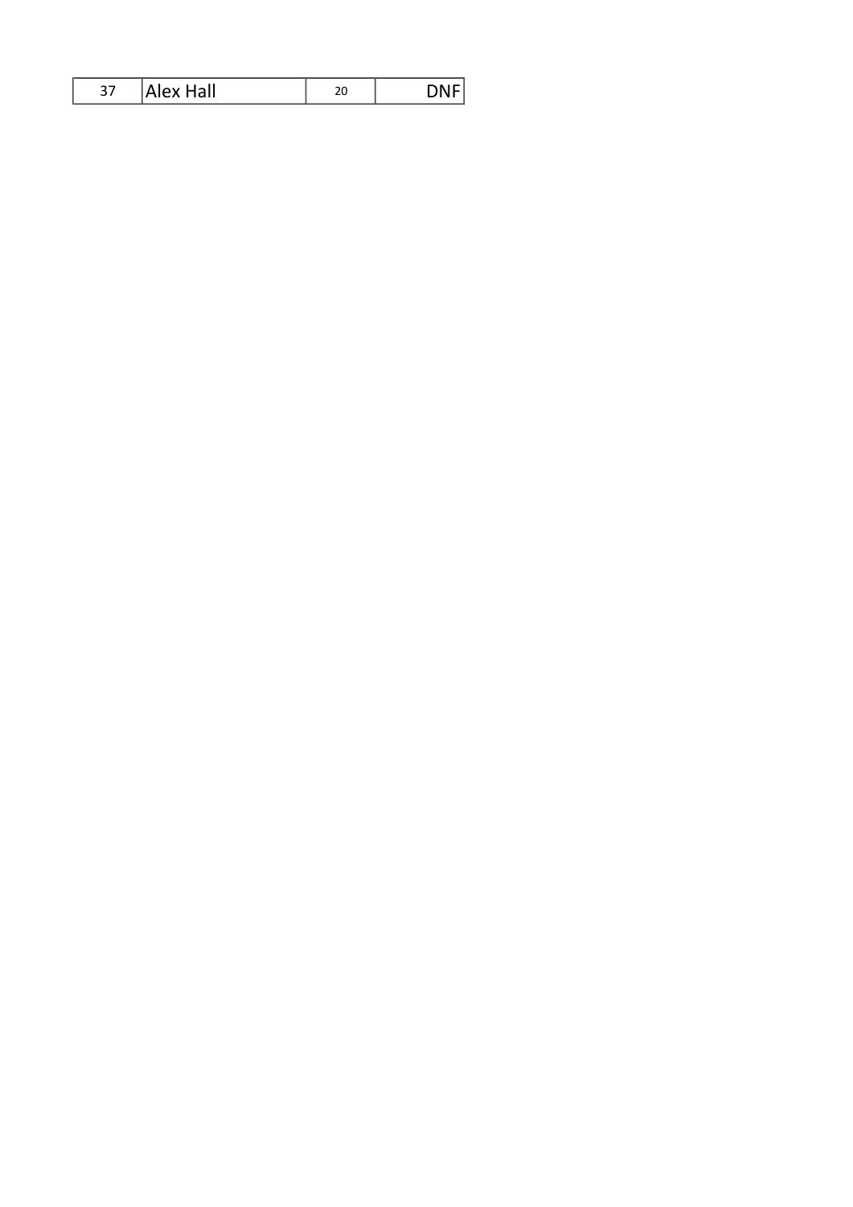| | | | |
|---|---|---|---|
| 37 | Alex Hall | 20 | DNF |